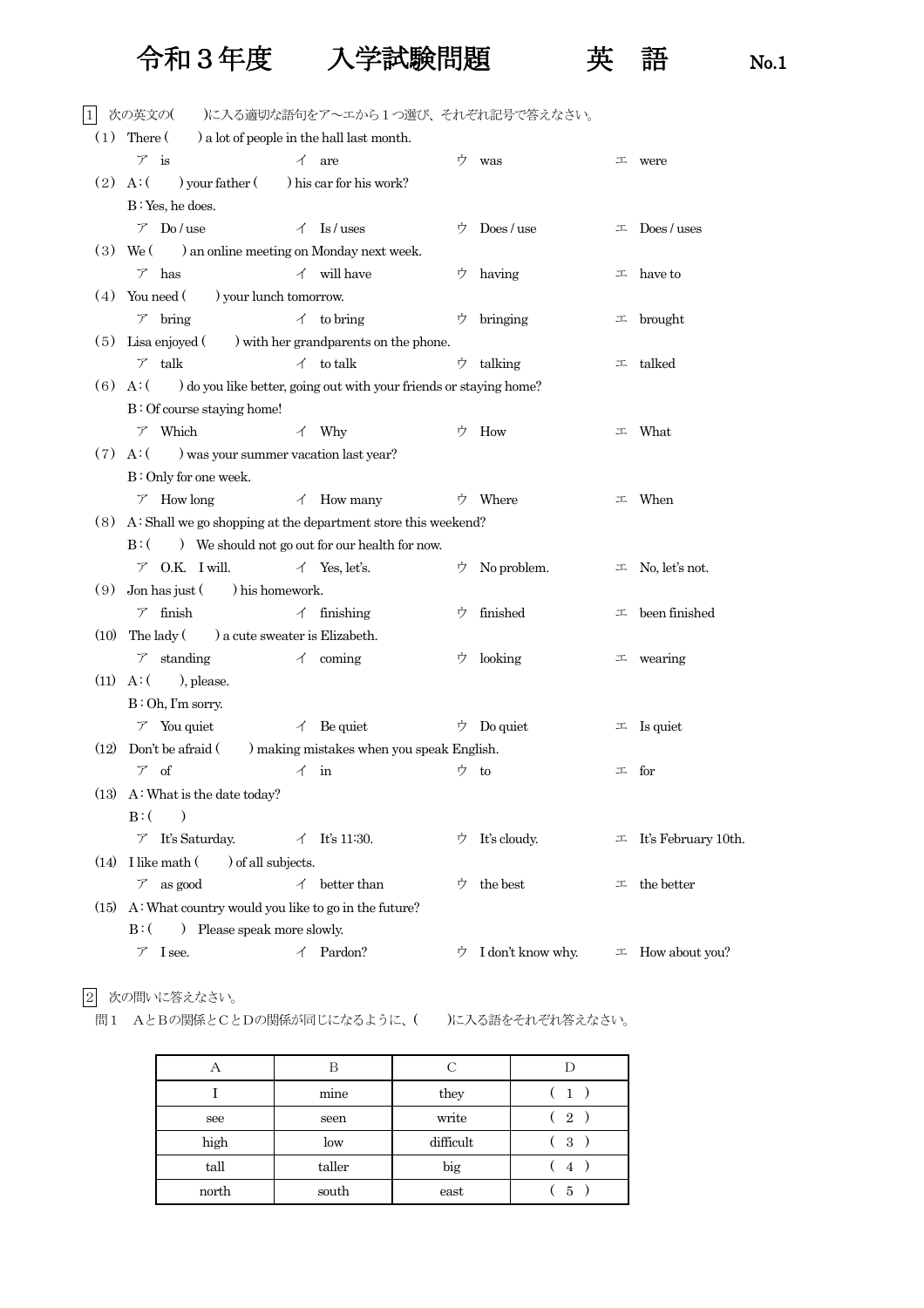# 令和３年度　　入学試験問題　　　英　語

No.1

1　次の英文の(　　)に入る適切な語句をア〜エから１つ選び、それぞれ記号で答えなさい。

（1） There (　　) a lot of people in the hall last month.

ア is　　イ are　　ウ was　　エ were

（2） A : (　　) your father (　　) his car for his work?
B : Yes, he does.

ア Do / use　　イ Is / uses　　ウ Does / use　　エ Does / uses

（3） We (　　) an online meeting on Monday next week.

ア has　　イ will have　　ウ having　　エ have to

（4） You need (　　) your lunch tomorrow.

ア bring　　イ to bring　　ウ bringing　　エ brought

（5） Lisa enjoyed (　　) with her grandparents on the phone.

ア talk　　イ to talk　　ウ talking　　エ talked

（6） A : (　　) do you like better, going out with your friends or staying home?
B : Of course staying home!

ア Which　　イ Why　　ウ How　　エ What

（7） A : (　　) was your summer vacation last year?
B : Only for one week.

ア How long　　イ How many　　ウ Where　　エ When

（8） A : Shall we go shopping at the department store this weekend?
B : (　　) We should not go out for our health for now.

ア O.K. I will.　　イ Yes, let's.　　ウ No problem.　　エ No, let's not.

（9） Jon has just (　　) his homework.

ア finish　　イ finishing　　ウ finished　　エ been finished

(10) The lady (　　) a cute sweater is Elizabeth.

ア standing　　イ coming　　ウ looking　　エ wearing

(11) A : (　　), please.
B : Oh, I'm sorry.

ア You quiet　　イ Be quiet　　ウ Do quiet　　エ Is quiet

(12) Don't be afraid (　　) making mistakes when you speak English.

ア of　　イ in　　ウ to　　エ for

(13) A : What is the date today?
B : (　　)

ア It's Saturday.　　イ It's 11:30.　　ウ It's cloudy.　　エ It's February 10th.

(14) I like math (　　) of all subjects.

ア as good　　イ better than　　ウ the best　　エ the better

(15) A : What country would you like to go in the future?
B : (　　) Please speak more slowly.

ア I see.　　イ Pardon?　　ウ I don't know why.　　エ How about you?

2　次の問いに答えなさい。

問１　ＡとＢの関係とＣとＤの関係が同じになるように、(　　)に入る語をそれぞれ答えなさい。

| A | B | C | D |
|---|---|---|---|
| I | mine | they | ( 1 ) |
| see | seen | write | ( 2 ) |
| high | low | difficult | ( 3 ) |
| tall | taller | big | ( 4 ) |
| north | south | east | ( 5 ) |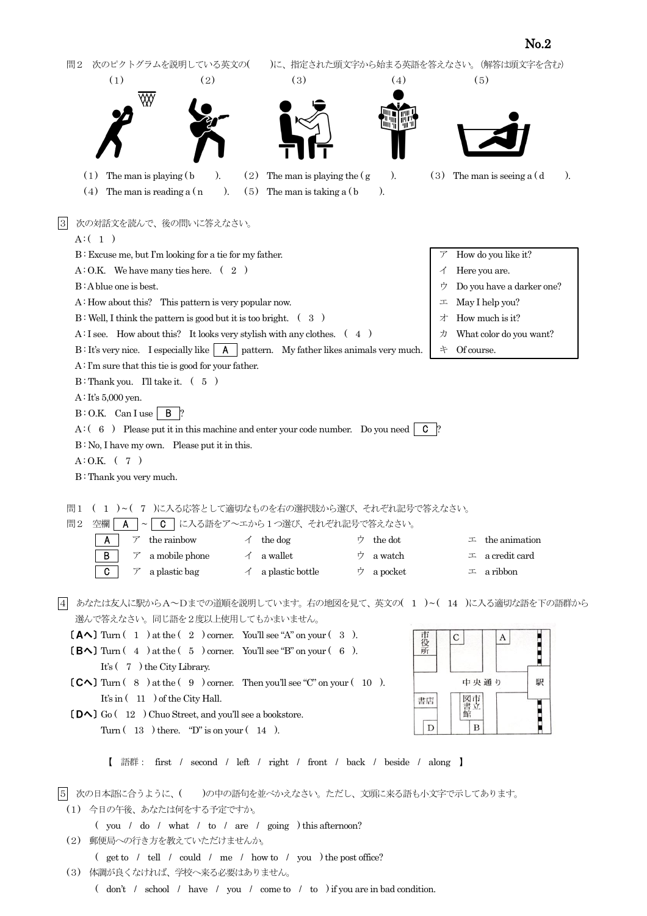問2　次のピクトグラムを説明している英文の(　　)に、指定された頭文字から始まる英語を答えなさい。(解答は頭文字を含む)

（1）　（2）　（3）　（4）　（5）

（1）The man is playing ( b　　).　（2）The man is playing the ( g　　).　（3）The man is seeing a ( d　　).

（4）The man is reading a ( n　　).　（5）The man is taking a ( b　　).

3　次の対話文を読んで、後の問いに答えなさい。

A : ( 1 )

B : Excuse me, but I'm looking for a tie for my father.

A : O.K.　We have many ties here.　( 2 )

B : A blue one is best.

A : How about this?　This pattern is very popular now.

B : Well, I think the pattern is good but it is too bright.　( 3 )

A : I see.　How about this?　It looks very stylish with any clothes.　( 4 )

B : It's very nice.　I especially like [ A ] pattern.　My father likes animals very much.

A : I'm sure that this tie is good for your father.

B : Thank you.　I'll take it.　( 5 )

A : It's 5,000 yen.

B : O.K.　Can I use [ B ]?

A : ( 6 )　Please put it in this machine and enter your code number.　Do you need [ C ]?

B : No, I have my own.　Please put it in this.

A : O.K.　( 7 )

B : Thank you very much.

ア　How do you like it?
イ　Here you are.
ウ　Do you have a darker one?
エ　May I help you?
オ　How much is it?
カ　What color do you want?
キ　Of course.

問1　( 1 )～( 7 )に入る応答として適切なものを右の選択肢から選び、それぞれ記号で答えなさい。

問2　空欄 [ A ] ～ [ C ] に入る語をア～エから１つ選び、それぞれ記号で答えなさい。

| | | | | |
|---|---|---|---|---|
| A | ア　the rainbow | イ　the dog | ウ　the dot | エ　the animation |
| B | ア　a mobile phone | イ　a wallet | ウ　a watch | エ　a credit card |
| C | ア　a plastic bag | イ　a plastic bottle | ウ　a pocket | エ　a ribbon |

4　あなたは友人に駅からA～Dまでの道順を説明しています。右の地図を見て、英文の( 1 )～( 14 )に入る適切な語を下の語群から選んで答えなさい。同じ語を２度以上使用してもかまいません。

［Aへ］Turn ( 1 ) at the ( 2 ) corner.　You'll see "A" on your ( 3 ).

［Bへ］Turn ( 4 ) at the ( 5 ) corner.　You'll see "B" on your ( 6 ).
　　It's ( 7 ) the City Library.

［Cへ］Turn ( 8 ) at the ( 9 ) corner.　Then you'll see "C" on your ( 10 ).
　　It's in ( 11 ) of the City Hall.

［Dへ］Go ( 12 ) Chuo Street, and you'll see a bookstore.
　　Turn ( 13 ) there.　"D" is on your ( 14 ).

市役所　C　A　中央通り　駅　書店　市立図書館　D　B

【　語群：　first　/　second　/　left　/　right　/　front　/　back　/　beside　/　along　】

5　次の日本語に合うように、(　　)の中の語句を並べかえなさい。ただし、文頭に来る語も小文字で示してあります。

（1）今日の午後、あなたは何をする予定ですか。
　( you / do / what / to / are / going ) this afternoon?

（2）郵便局への行き方を教えていただけませんか。
　( get to / tell / could / me / how to / you ) the post office?

（3）体調が良くなければ、学校へ来る必要はありません。
　( don't / school / have / you / come to / to ) if you are in bad condition.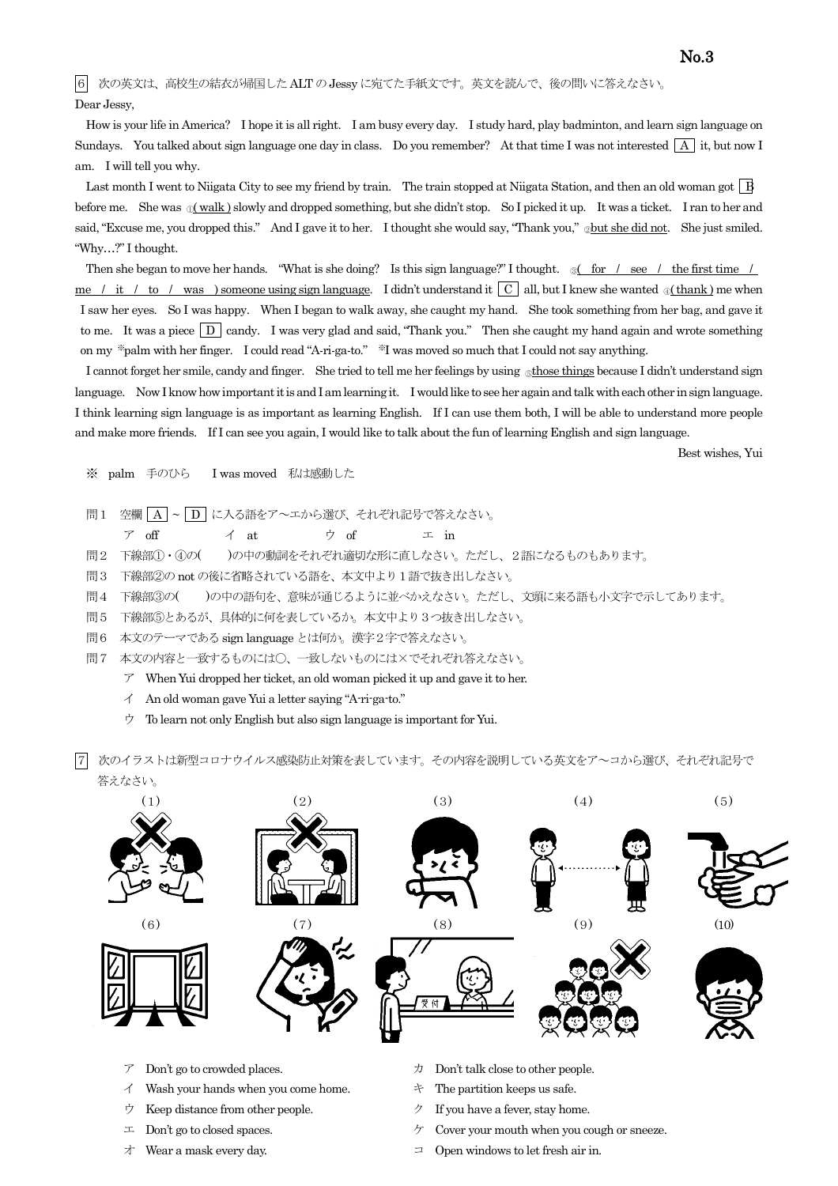6 次の英文は、高校生の結衣が帰国したALTのJessyに宛てた手紙文です。英文を読んで、後の問いに答えなさい。

Dear Jessy,

How is your life in America? I hope it is all right. I am busy every day. I study hard, play badminton, and learn sign language on Sundays. You talked about sign language one day in class. Do you remember? At that time I was not interested [ A ] it, but now I am. I will tell you why.

Last month I went to Niigata City to see my friend by train. The train stopped at Niigata Station, and then an old woman got [ B ] before me. She was ①( walk ) slowly and dropped something, but she didn't stop. So I picked it up. It was a ticket. I ran to her and said, "Excuse me, you dropped this." And I gave it to her. I thought she would say, "Thank you," ②but she did not. She just smiled. "Why…?" I thought.

Then she began to move her hands. "What is she doing? Is this sign language?" I thought. ③( for / see / the first time / me / it / to / was ) someone using sign language. I didn't understand it [ C ] all, but I knew she wanted ④( thank ) me when I saw her eyes. So I was happy. When I began to walk away, she caught my hand. She took something from her bag, and gave it to me. It was a piece [ D ] candy. I was very glad and said, "Thank you." Then she caught my hand again and wrote something on my ※palm with her finger. I could read "A-ri-ga-to." ※I was moved so much that I could not say anything.

I cannot forget her smile, candy and finger. She tried to tell me her feelings by using ⑤those things because I didn't understand sign language. Now I know how important it is and I am learning it. I would like to see her again and talk with each other in sign language. I think learning sign language is as important as learning English. If I can use them both, I will be able to understand more people and make more friends. If I can see you again, I would like to talk about the fun of learning English and sign language.

Best wishes, Yui

※ palm 手のひら　I was moved 私は感動した

問1 空欄 [ A ] ~ [ D ] に入る語をア～エから選び、それぞれ記号で答えなさい。

ア off　イ at　ウ of　エ in

問2 下線部①・④の(　　)の中の動詞をそれぞれ適切な形に直しなさい。ただし、2語になるものもあります。

問3 下線部②の not の後に省略されている語を、本文中より1語で抜き出しなさい。

問4 下線部③の(　　)の中の語句を、意味が通じるように並べかえなさい。ただし、文頭に来る語も小文字で示してあります。

問5 下線部⑤とあるが、具体的に何を表しているか。本文中より3つ抜き出しなさい。

問6 本文のテーマである sign language とは何か。漢字2字で答えなさい。

問7 本文の内容と一致するものには○、一致しないものには×でそれぞれ答えなさい。

ア When Yui dropped her ticket, an old woman picked it up and gave it to her.

イ An old woman gave Yui a letter saying "A-ri-ga-to."

ウ To learn not only English but also sign language is important for Yui.

7 次のイラストは新型コロナウイルス感染防止対策を表しています。その内容を説明している英文をア～コから選び、それぞれ記号で答えなさい。

(1)　(2)　(3)　(4)　(5)

(6)　(7)　(8)　(9)　(10)

受付

ア Don't go to crowded places.

イ Wash your hands when you come home.

ウ Keep distance from other people.

エ Don't go to closed spaces.

オ Wear a mask every day.

カ Don't talk close to other people.

キ The partition keeps us safe.

ク If you have a fever, stay home.

ケ Cover your mouth when you cough or sneeze.

コ Open windows to let fresh air in.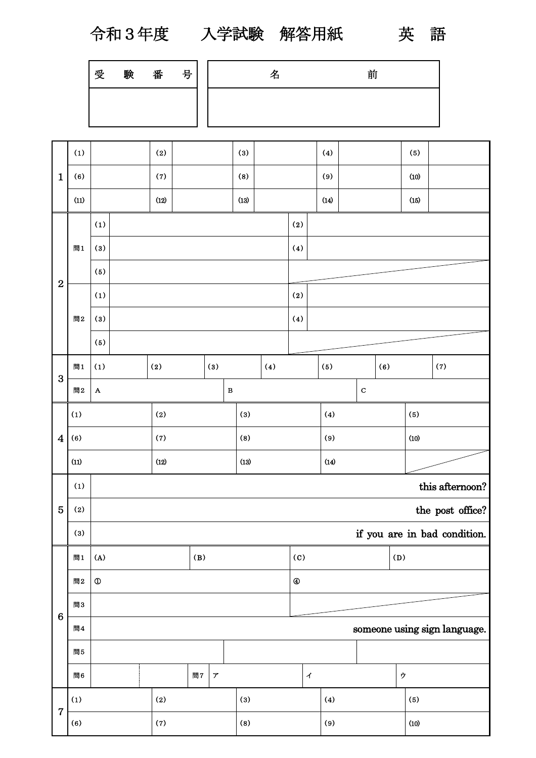# 令和３年度　入学試験　解答用紙　英　語

| 受　験　番　号 | 名　　　前 |
|---|---|
| | |

| | | | | | | | | | | |
|---|---|---|---|---|---|---|---|---|---|---|
| 1 | (1) | | (2) | | (3) | | (4) | | (5) | |
| | (6) | | (7) | | (8) | | (9) | | (10) | |
| | (11) | | (12) | | (13) | | (14) | | (15) | |

| | | | | | |
|---|---|---|---|---|---|
| 2 | 問1 | (1) | | (2) | |
| | | (3) | | (4) | |
| | | (5) | | | |
| | 問2 | (1) | | (2) | |
| | | (3) | | (4) | |
| | | (5) | | | |

| | | | | | | | | |
|---|---|---|---|---|---|---|---|---|
| 3 | 問1 | (1) | (2) | (3) | (4) | (5) | (6) | (7) |
| | 問2 | A | | B | | C | | |

| | | | | | |
|---|---|---|---|---|---|
| 4 | (1) | (2) | (3) | (4) | (5) |
| | (6) | (7) | (8) | (9) | (10) |
| | (11) | (12) | (13) | (14) | |

| | | |
|---|---|---|
| 5 | (1) | this afternoon? |
| | (2) | the post office? |
| | (3) | if you are in bad condition. |

| | | | | | | |
|---|---|---|---|---|---|---|
| 6 | 問1 | (A) | (B) | (C) | (D) | |
| | 問2 | ① | | ④ | | |
| | 問3 | | | | | |
| | 問4 | someone using sign language. | | | | |
| | 問5 | | | | | |
| | 問6 | | | 問7 | ア | イ | ウ |

| | | | | | |
|---|---|---|---|---|---|
| 7 | (1) | (2) | (3) | (4) | (5) |
| | (6) | (7) | (8) | (9) | (10) |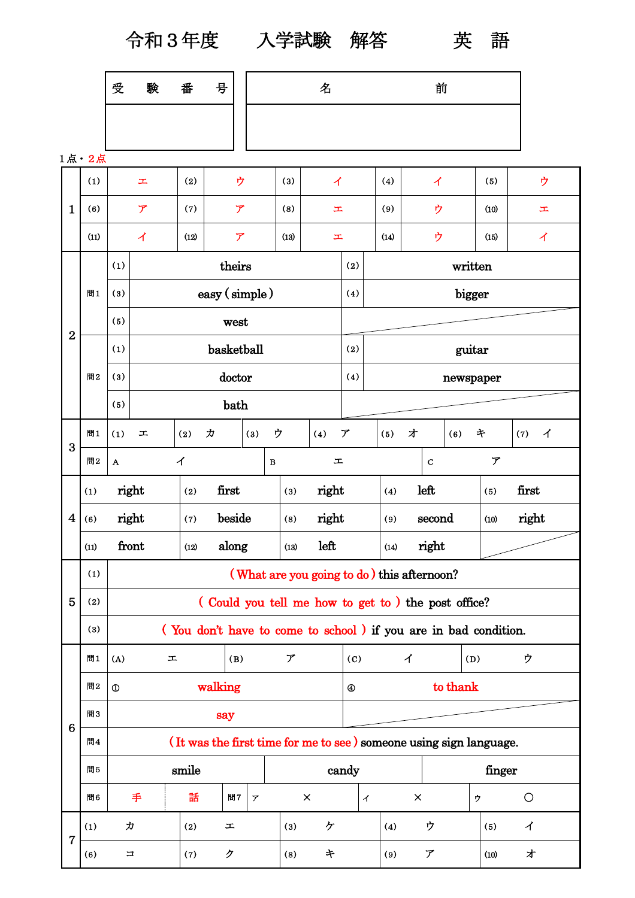# 令和３年度　入学試験　解答　英　語

| 受　験　番　号 | 名　　　　前 |
|---|---|
| | |

１点・２点

| | | | | | | | | | | |
|---|---|---|---|---|---|---|---|---|---|---|
| 1 | (1) | エ | (2) | ウ | (3) | イ | (4) | イ | (5) | ウ |
| | (6) | ア | (7) | ア | (8) | エ | (9) | ウ | (10) | エ |
| | (11) | イ | (12) | ア | (13) | エ | (14) | ウ | (15) | イ |

| | | | | | |
|---|---|---|---|---|---|
| 2 | 問1 | (1) | theirs | (2) | written |
| | | (3) | easy ( simple ) | (4) | bigger |
| | | (5) | west | | |
| | 問2 | (1) | basketball | (2) | guitar |
| | | (3) | doctor | (4) | newspaper |
| | | (5) | bath | | |

| | | | | | | | | |
|---|---|---|---|---|---|---|---|---|
| 3 | 問1 | (1) エ | (2) カ | (3) ウ | (4) ア | (5) オ | (6) キ | (7) イ |
| | 問2 | A イ | B エ | C ア | | | | |

| | | | | | | | | | | |
|---|---|---|---|---|---|---|---|---|---|---|
| 4 | (1) | right | (2) | first | (3) | right | (4) | left | (5) | first |
| | (6) | right | (7) | beside | (8) | right | (9) | second | (10) | right |
| | (11) | front | (12) | along | (13) | left | (14) | right | | |

| | | |
|---|---|---|
| 5 | (1) | ( What are you going to do ) this afternoon? |
| | (2) | ( Could you tell me how to get to ) the post office? |
| | (3) | ( You don't have to come to school ) if you are in bad condition. |

| | | | | | |
|---|---|---|---|---|---|
| 6 | 問1 | (A) エ | (B) ア | (C) イ | (D) ウ |
| | 問2 | ① walking | | ④ to thank | |
| | 問3 | say | | | |
| | 問4 | ( It was the first time for me to see ) someone using sign language. | | | |
| | 問5 | smile | candy | finger | |
| | 問6 | 手 | 話 | 問7 ア × / イ × | ウ ○ |

| | | | | | | | | | | |
|---|---|---|---|---|---|---|---|---|---|---|
| 7 | (1) | カ | (2) | エ | (3) | ケ | (4) | ウ | (5) | イ |
| | (6) | コ | (7) | ク | (8) | キ | (9) | ア | (10) | オ |